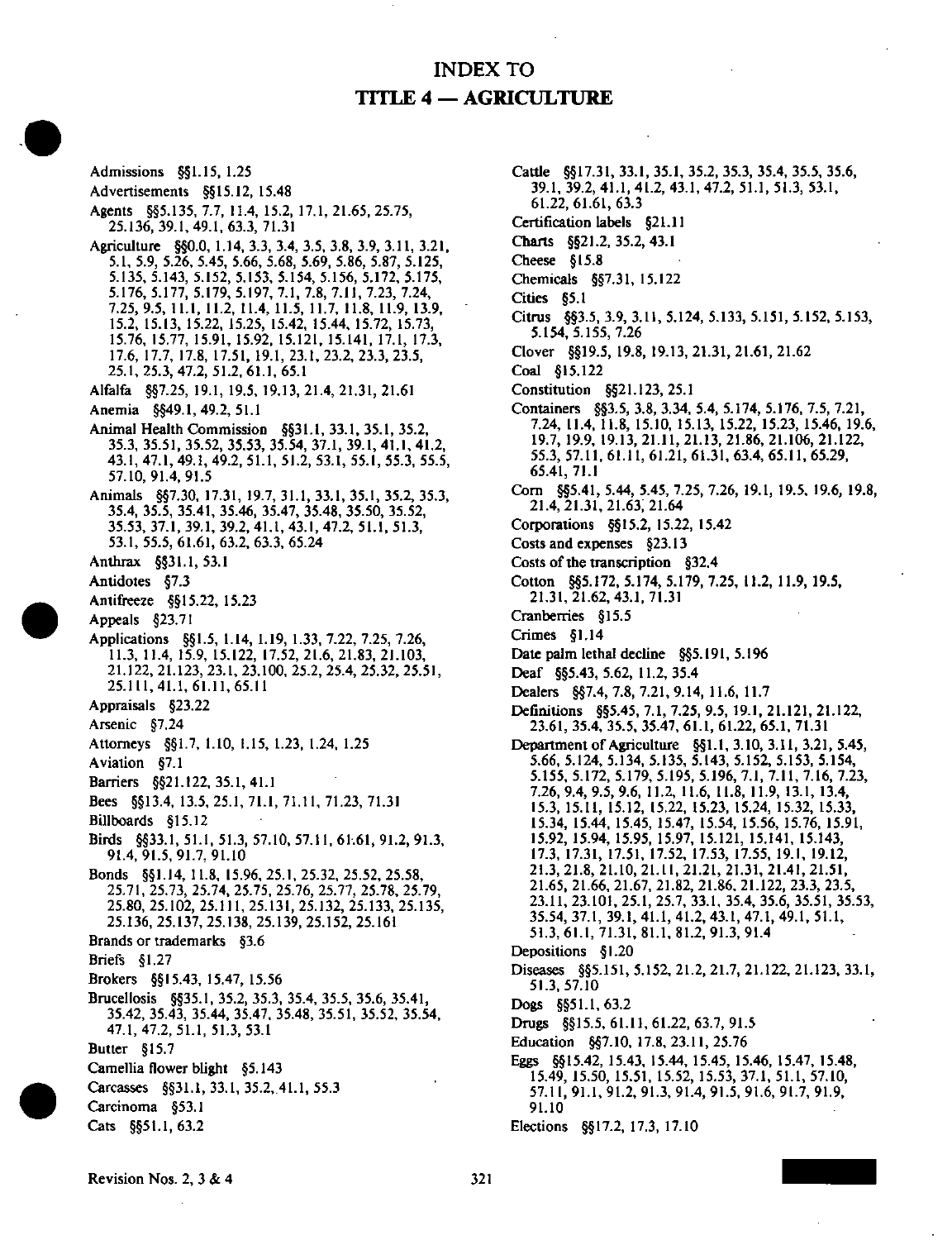# INDEX TO
# TITLE 4 — AGRICULTURE

Admissions §§1.15, 1.25

Advertisements §§15.12, 15.48

Agents §§5.135, 7.7, 11.4, 15.2, 17.1, 21.65, 25.75, 25.136, 39.1, 49.1, 63.3, 71.31

Agriculture §§0.0, 1.14, 3.3, 3.4, 3.5, 3.8, 3.9, 3.11, 3.21, 5.1, 5.9, 5.26, 5.45, 5.66, 5.68, 5.69, 5.86, 5.87, 5.125, 5.135, 5.143, 5.152, 5.153, 5.154, 5.156, 5.172, 5.175, 5.176, 5.177, 5.179, 5.197, 7.1, 7.8, 7.11, 7.23, 7.24, 7.25, 9.5, 11.1, 11.2, 11.4, 11.5, 11.7, 11.8, 11.9, 13.9, 15.2, 15.13, 15.22, 15.25, 15.42, 15.44, 15.72, 15.73, 15.76, 15.77, 15.91, 15.92, 15.121, 15.141, 17.1, 17.3, 17.6, 17.7, 17.8, 17.51, 19.1, 23.1, 23.2, 23.3, 23.5, 25.1, 25.3, 47.2, 51.2, 61.1, 65.1

Alfalfa §§7.25, 19.1, 19.5, 19.13, 21.4, 21.31, 21.61

Anemia §§49.1, 49.2, 51.1

Animal Health Commission §§31.1, 33.1, 35.1, 35.2, 35.3, 35.51, 35.52, 35.53, 35.54, 37.1, 39.1, 41.1, 41.2, 43.1, 47.1, 49.1, 49.2, 51.1, 51.2, 53.1, 55.1, 55.3, 55.5, 57.10, 91.4, 91.5

Animals §§7.30, 17.31, 19.7, 31.1, 33.1, 35.1, 35.2, 35.3, 35.4, 35.5, 35.41, 35.46, 35.47, 35.48, 35.50, 35.52, 35.53, 37.1, 39.1, 39.2, 41.1, 43.1, 47.2, 51.1, 51.3, 53.1, 55.5, 61.61, 63.2, 63.3, 65.24

Anthrax §§31.1, 53.1

Antidotes §7.3

Antifreeze §§15.22, 15.23

Appeals §23.71

Applications §§1.5, 1.14, 1.19, 1.33, 7.22, 7.25, 7.26, 11.3, 11.4, 15.9, 15.122, 17.52, 21.6, 21.83, 21.103, 21.122, 21.123, 23.1, 23.100, 25.2, 25.4, 25.32, 25.51, 25.111, 41.1, 61.11, 65.11

Appraisals §23.22

Arsenic §7.24

Attorneys §§1.7, 1.10, 1.15, 1.23, 1.24, 1.25

Aviation §7.1

Barriers §§21.122, 35.1, 41.1

Bees §§13.4, 13.5, 25.1, 71.1, 71.11, 71.23, 71.31

Billboards §15.12

Birds §§33.1, 51.1, 51.3, 57.10, 57.11, 61.61, 91.2, 91.3, 91.4, 91.5, 91.7, 91.10

Bonds §§1.14, 11.8, 15.96, 25.1, 25.32, 25.52, 25.58, 25.71, 25.73, 25.74, 25.75, 25.76, 25.77, 25.78, 25.79, 25.80, 25.102, 25.111, 25.131, 25.132, 25.133, 25.135, 25.136, 25.137, 25.138, 25.139, 25.152, 25.161

Brands or trademarks §3.6

Briefs §1.27

Brokers §§15.43, 15.47, 15.56

Brucellosis §§35.1, 35.2, 35.3, 35.4, 35.5, 35.6, 35.41, 35.42, 35.43, 35.44, 35.47, 35.48, 35.51, 35.52, 35.54, 47.1, 47.2, 51.1, 51.3, 53.1

Butter §15.7

Camellia flower blight §5.143

Carcasses §§31.1, 33.1, 35.2, 41.1, 55.3

Carcinoma §53.1

Cats §§51.1, 63.2

Cattle §§17.31, 33.1, 35.1, 35.2, 35.3, 35.4, 35.5, 35.6, 39.1, 39.2, 41.1, 41.2, 43.1, 47.2, 51.1, 51.3, 53.1, 61.22, 61.61, 63.3

Certification labels §21.11

Charts §§21.2, 35.2, 43.1

Cheese §15.8

Chemicals §§7.31, 15.122

Cities §5.1

Citrus §§3.5, 3.9, 3.11, 5.124, 5.133, 5.151, 5.152, 5.153, 5.154, 5.155, 7.26

Clover §§19.5, 19.8, 19.13, 21.31, 21.61, 21.62

Coal §15.122

Constitution §§21.123, 25.1

Containers §§3.5, 3.8, 3.34, 5.4, 5.174, 5.176, 7.5, 7.21, 7.24, 11.4, 11.8, 15.10, 15.13, 15.22, 15.23, 15.46, 19.6, 19.7, 19.9, 19.13, 21.11, 21.13, 21.86, 21.106, 21.122, 55.3, 57.11, 61.11, 61.21, 61.31, 63.4, 65.11, 65.29, 65.41, 71.1

Corn §§5.41, 5.44, 5.45, 7.25, 7.26, 19.1, 19.5, 19.6, 19.8, 21.4, 21.31, 21.63, 21.64

Corporations §§15.2, 15.22, 15.42

Costs and expenses §23.13

Costs of the transcription §32.4

Cotton §§5.172, 5.174, 5.179, 7.25, 11.2, 11.9, 19.5, 21.31, 21.62, 43.1, 71.31

Cranberries §15.5

Crimes §1.14

Date palm lethal decline §§5.191, 5.196

Deaf §§5.43, 5.62, 11.2, 35.4

Dealers §§7.4, 7.8, 7.21, 9.14, 11.6, 11.7

Definitions §§5.45, 7.1, 7.25, 9.5, 19.1, 21.121, 21.122, 23.61, 35.4, 35.5, 35.47, 61.1, 61.22, 65.1, 71.31

Department of Agriculture §§1.1, 3.10, 3.11, 3.21, 5.45, 5.66, 5.124, 5.134, 5.135, 5.143, 5.152, 5.153, 5.154, 5.155, 5.172, 5.179, 5.195, 5.196, 7.1, 7.11, 7.16, 7.23, 7.26, 9.4, 9.5, 9.6, 11.2, 11.6, 11.8, 11.9, 13.1, 13.4, 15.3, 15.11, 15.12, 15.22, 15.23, 15.24, 15.32, 15.33, 15.34, 15.44, 15.45, 15.47, 15.54, 15.56, 15.76, 15.91, 15.92, 15.94, 15.95, 15.97, 15.121, 15.141, 15.143, 17.3, 17.31, 17.51, 17.52, 17.53, 17.55, 19.1, 19.12, 21.3, 21.8, 21.10, 21.11, 21.21, 21.31, 21.41, 21.51, 21.65, 21.66, 21.67, 21.82, 21.86, 21.122, 23.3, 23.5, 23.11, 23.101, 25.1, 25.7, 33.1, 35.4, 35.6, 35.51, 35.53, 35.54, 37.1, 39.1, 41.1, 41.2, 43.1, 47.1, 49.1, 51.1, 51.3, 61.1, 71.31, 81.1, 81.2, 91.3, 91.4

Depositions §1.20

Diseases §§5.151, 5.152, 21.2, 21.7, 21.122, 21.123, 33.1, 51.3, 57.10

Dogs §§51.1, 63.2

Drugs §§15.5, 61.11, 61.22, 63.7, 91.5

Education §§7.10, 17.8, 23.11, 25.76

Eggs §§15.42, 15.43, 15.44, 15.45, 15.46, 15.47, 15.48, 15.49, 15.50, 15.51, 15.52, 15.53, 37.1, 51.1, 57.10, 57.11, 91.1, 91.2, 91.3, 91.4, 91.5, 91.6, 91.7, 91.9, 91.10

Elections §§17.2, 17.3, 17.10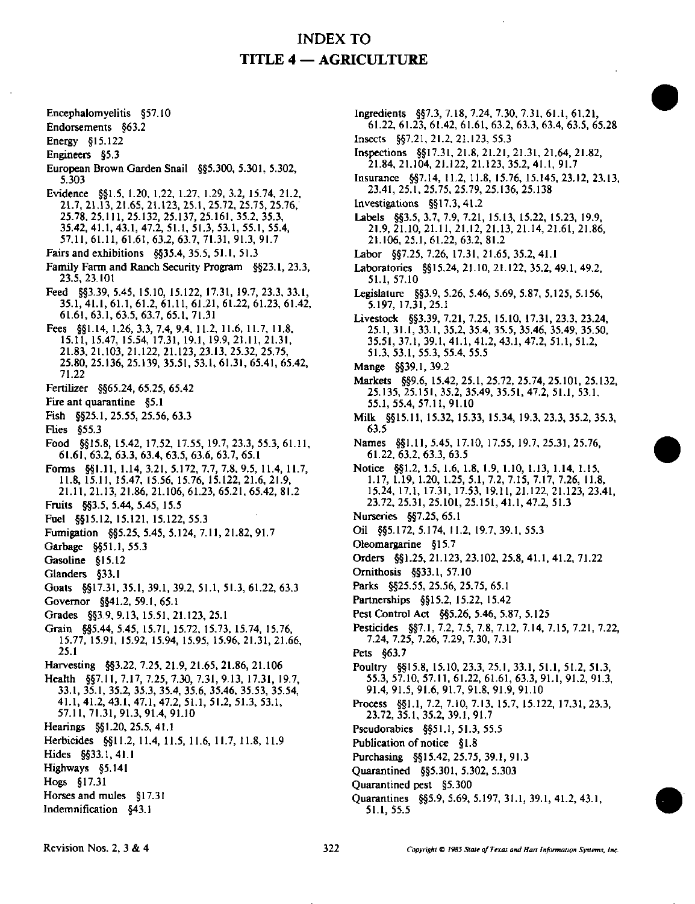# INDEX TO
# TITLE 4 — AGRICULTURE

Encephalomyelitis §57.10

Endorsements §63.2

Energy §15.122

Engineers §5.3

European Brown Garden Snail §§5.300, 5.301, 5.302, 5.303

Evidence §§1.5, 1.20, 1.22, 1.27, 1.29, 3.2, 15.74, 21.2, 21.7, 21.13, 21.65, 21.123, 25.1, 25.72, 25.75, 25.76, 25.78, 25.111, 25.132, 25.137, 25.161, 35.2, 35.3, 35.42, 41.1, 43.1, 47.2, 51.1, 51.3, 53.1, 55.1, 55.4, 57.11, 61.11, 61.61, 63.2, 63.7, 71.31, 91.3, 91.7

Fairs and exhibitions §§35.4, 35.5, 51.1, 51.3

Family Farm and Ranch Security Program §§23.1, 23.3, 23.5, 23.101

Feed §§3.39, 5.45, 15.10, 15.122, 17.31, 19.7, 23.3, 33.1, 35.1, 41.1, 61.1, 61.2, 61.11, 61.21, 61.22, 61.23, 61.42, 61.61, 63.1, 63.5, 63.7, 65.1, 71.31

Fees §§1.14, 1.26, 3.3, 7.4, 9.4, 11.2, 11.6, 11.7, 11.8, 15.11, 15.47, 15.54, 17.31, 19.1, 19.9, 21.11, 21.31, 21.83, 21.103, 21.122, 21.123, 23.13, 25.32, 25.75, 25.80, 25.136, 25.139, 35.51, 53.1, 61.31, 65.41, 65.42, 71.22

Fertilizer §§65.24, 65.25, 65.42

Fire ant quarantine §5.1

Fish §§25.1, 25.55, 25.56, 63.3

Flies §55.3

Food §§15.8, 15.42, 17.52, 17.55, 19.7, 23.3, 55.3, 61.11, 61.61, 63.2, 63.3, 63.4, 63.5, 63.6, 63.7, 65.1

Forms §§1.11, 1.14, 3.21, 5.172, 7.7, 7.8, 9.5, 11.4, 11.7, 11.8, 15.11, 15.47, 15.56, 15.76, 15.122, 21.6, 21.9, 21.11, 21.13, 21.86, 21.106, 61.23, 65.21, 65.42, 81.2

Fruits §§3.5, 5.44, 5.45, 15.5

Fuel §§15.12, 15.121, 15.122, 55.3

Fumigation §§5.25, 5.45, 5.124, 7.11, 21.82, 91.7

Garbage §§51.1, 55.3

Gasoline §15.12

Glanders §33.1

Goats §§17.31, 35.1, 39.1, 39.2, 51.1, 51.3, 61.22, 63.3

Governor §§41.2, 59.1, 65.1

Grades §§3.9, 9.13, 15.51, 21.123, 25.1

Grain §§5.44, 5.45, 15.71, 15.72, 15.73, 15.74, 15.76, 15.77, 15.91, 15.92, 15.94, 15.95, 15.96, 21.31, 21.66, 25.1

Harvesting §§3.22, 7.25, 21.9, 21.65, 21.86, 21.106

Health §§7.11, 7.17, 7.25, 7.30, 7.31, 9.13, 17.31, 19.7, 33.1, 35.1, 35.2, 35.3, 35.4, 35.6, 35.46, 35.53, 35.54, 41.1, 41.2, 43.1, 47.1, 47.2, 51.1, 51.2, 51.3, 53.1, 57.11, 71.31, 91.3, 91.4, 91.10

Hearings §§1.20, 25.5, 41.1

Herbicides §§11.2, 11.4, 11.5, 11.6, 11.7, 11.8, 11.9

Hides §§33.1, 41.1

Highways §5.141

Hogs §17.31

Horses and mules §17.31

Indemnification §43.1

Ingredients §§7.3, 7.18, 7.24, 7.30, 7.31, 61.1, 61.21, 61.22, 61.23, 61.42, 61.61, 63.2, 63.3, 63.4, 63.5, 65.28

Insects §§7.21, 21.2, 21.123, 55.3

Inspections §§17.31, 21.8, 21.21, 21.31, 21.64, 21.82, 21.84, 21.104, 21.122, 21.123, 35.2, 41.1, 91.7

Insurance §§7.14, 11.2, 11.8, 15.76, 15.145, 23.12, 23.13, 23.41, 25.1, 25.75, 25.79, 25.136, 25.138

Investigations §§17.3, 41.2

Labels §§3.5, 3.7, 7.9, 7.21, 15.13, 15.22, 15.23, 19.9, 21.9, 21.10, 21.11, 21.12, 21.13, 21.14, 21.61, 21.86, 21.106, 25.1, 61.22, 63.2, 81.2

Labor §§7.25, 7.26, 17.31, 21.65, 35.2, 41.1

Laboratories §§15.24, 21.10, 21.122, 35.2, 49.1, 49.2, 51.1, 57.10

Legislature §§3.9, 5.26, 5.46, 5.69, 5.87, 5.125, 5.156, 5.197, 17.31, 25.1

Livestock §§3.39, 7.21, 7.25, 15.10, 17.31, 23.3, 23.24, 25.1, 31.1, 33.1, 35.2, 35.4, 35.5, 35.46, 35.49, 35.50, 35.51, 37.1, 39.1, 41.1, 41.2, 43.1, 47.2, 51.1, 51.2, 51.3, 53.1, 55.3, 55.4, 55.5

Mange §§39.1, 39.2

Markets §§9.6, 15.42, 25.1, 25.72, 25.74, 25.101, 25.132, 25.135, 25.151, 35.2, 35.49, 35.51, 47.2, 51.1, 53.1, 55.1, 55.4, 57.11, 91.10

Milk §§15.11, 15.32, 15.33, 15.34, 19.3, 23.3, 35.2, 35.3, 63.5

Names §§1.11, 5.45, 17.10, 17.55, 19.7, 25.31, 25.76, 61.22, 63.2, 63.3, 63.5

Notice §§1.2, 1.5, 1.6, 1.8, 1.9, 1.10, 1.13, 1.14, 1.15, 1.17, 1.19, 1.20, 1.25, 5.1, 7.2, 7.15, 7.17, 7.26, 11.8, 15.24, 17.1, 17.31, 17.53, 19.11, 21.122, 21.123, 23.41, 23.72, 25.31, 25.101, 25.151, 41.1, 47.2, 51.3

Nurseries §§7.25, 65.1

Oil §§5.172, 5.174, 11.2, 19.7, 39.1, 55.3

Oleomargarine §15.7

Orders §§1.25, 21.123, 23.102, 25.8, 41.1, 41.2, 71.22

Ornithosis §§33.1, 57.10

Parks §§25.55, 25.56, 25.75, 65.1

Partnerships §§15.2, 15.22, 15.42

Pest Control Act §§5.26, 5.46, 5.87, 5.125

Pesticides §§7.1, 7.2, 7.5, 7.8, 7.12, 7.14, 7.15, 7.21, 7.22, 7.24, 7.25, 7.26, 7.29, 7.30, 7.31

Pets §63.7

Poultry §§15.8, 15.10, 23.3, 25.1, 33.1, 51.1, 51.2, 51.3, 55.3, 57.10, 57.11, 61.22, 61.61, 63.3, 91.1, 91.2, 91.3, 91.4, 91.5, 91.6, 91.7, 91.8, 91.9, 91.10

Process §§1.1, 7.2, 7.10, 7.13, 15.7, 15.122, 17.31, 23.3, 23.72, 35.1, 35.2, 39.1, 91.7

Pseudorabies §§51.1, 51.3, 55.5

Publication of notice §1.8

Purchasing §§15.42, 25.75, 39.1, 91.3

Quarantined §§5.301, 5.302, 5.303

Quarantined pest §5.300

Quarantines §§5.9, 5.69, 5.197, 31.1, 39.1, 41.2, 43.1, 51.1, 55.5

Revision Nos. 2, 3 & 4

*Copyright © 1985 State of Texas and Hart Information Systems, Inc.*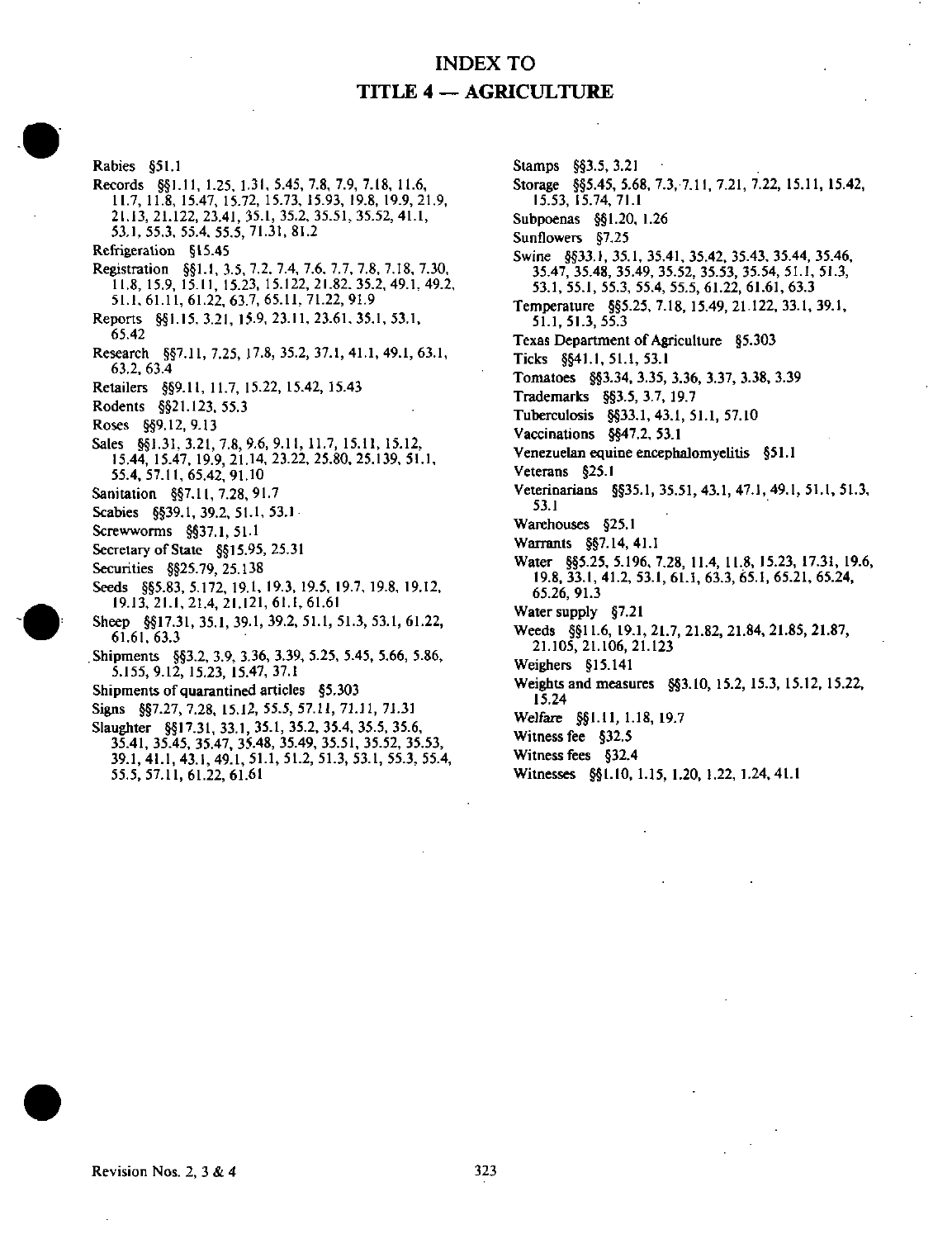# INDEX TO TITLE 4 — AGRICULTURE

Rabies §51.1

Records §§1.11, 1.25, 1.31, 5.45, 7.8, 7.9, 7.18, 11.6, 11.7, 11.8, 15.47, 15.72, 15.73, 15.93, 19.8, 19.9, 21.9, 21.13, 21.122, 23.41, 35.1, 35.2, 35.51, 35.52, 41.1, 53.1, 55.3, 55.4, 55.5, 71.31, 81.2

Refrigeration §15.45

Registration §§1.1, 3.5, 7.2, 7.4, 7.6, 7.7, 7.8, 7.18, 7.30, 11.8, 15.9, 15.11, 15.23, 15.122, 21.82, 35.2, 49.1, 49.2, 51.1, 61.11, 61.22, 63.7, 65.11, 71.22, 91.9

Reports §§1.15, 3.21, 15.9, 23.11, 23.61, 35.1, 53.1, 65.42

Research §§7.11, 7.25, 17.8, 35.2, 37.1, 41.1, 49.1, 63.1, 63.2, 63.4

Retailers §§9.11, 11.7, 15.22, 15.42, 15.43

Rodents §§21.123, 55.3

Roses §§9.12, 9.13

Sales §§1.31, 3.21, 7.8, 9.6, 9.11, 11.7, 15.11, 15.12, 15.44, 15.47, 19.9, 21.14, 23.22, 25.80, 25.139, 51.1, 55.4, 57.11, 65.42, 91.10

Sanitation §§7.11, 7.28, 91.7

Scabies §§39.1, 39.2, 51.1, 53.1

Screwworms §§37.1, 51.1

Secretary of State §§15.95, 25.31

Securities §§25.79, 25.138

Seeds §§5.83, 5.172, 19.1, 19.3, 19.5, 19.7, 19.8, 19.12, 19.13, 21.1, 21.4, 21.121, 61.1, 61.61

Sheep §§17.31, 35.1, 39.1, 39.2, 51.1, 51.3, 53.1, 61.22, 61.61, 63.3

Shipments §§3.2, 3.9, 3.36, 3.39, 5.25, 5.45, 5.66, 5.86, 5.155, 9.12, 15.23, 15.47, 37.1

Shipments of quarantined articles §5.303

Signs §§7.27, 7.28, 15.12, 55.5, 57.11, 71.11, 71.31

Slaughter §§17.31, 33.1, 35.1, 35.2, 35.4, 35.5, 35.6, 35.41, 35.45, 35.47, 35.48, 35.49, 35.51, 35.52, 35.53, 39.1, 41.1, 43.1, 49.1, 51.1, 51.2, 51.3, 53.1, 55.3, 55.4, 55.5, 57.11, 61.22, 61.61

Stamps §§3.5, 3.21

Storage §§5.45, 5.68, 7.3, 7.11, 7.21, 7.22, 15.11, 15.42, 15.53, 15.74, 71.1

Subpoenas §§1.20, 1.26

Sunflowers §7.25

Swine §§33.1, 35.1, 35.41, 35.42, 35.43, 35.44, 35.46, 35.47, 35.48, 35.49, 35.52, 35.53, 35.54, 51.1, 51.3, 53.1, 55.1, 55.3, 55.4, 55.5, 61.22, 61.61, 63.3

Temperature §§5.25, 7.18, 15.49, 21.122, 33.1, 39.1, 51.1, 51.3, 55.3

Texas Department of Agriculture §5.303

Ticks §§41.1, 51.1, 53.1

Tomatoes §§3.34, 3.35, 3.36, 3.37, 3.38, 3.39

Trademarks §§3.5, 3.7, 19.7

Tuberculosis §§33.1, 43.1, 51.1, 57.10

Vaccinations §§47.2, 53.1

Venezuelan equine encephalomyelitis §51.1

Veterans §25.1

Veterinarians §§35.1, 35.51, 43.1, 47.1, 49.1, 51.1, 51.3, 53.1

Warehouses §25.1

Warrants §§7.14, 41.1

Water §§5.25, 5.196, 7.28, 11.4, 11.8, 15.23, 17.31, 19.6, 19.8, 33.1, 41.2, 53.1, 61.1, 63.3, 65.1, 65.21, 65.24, 65.26, 91.3

Water supply §7.21

Weeds §§11.6, 19.1, 21.7, 21.82, 21.84, 21.85, 21.87, 21.105, 21.106, 21.123

Weighers §15.141

Weights and measures §§3.10, 15.2, 15.3, 15.12, 15.22, 15.24

Welfare §§1.11, 1.18, 19.7

Witness fee §32.5

Witness fees §32.4

Witnesses §§1.10, 1.15, 1.20, 1.22, 1.24, 41.1

Revision Nos. 2, 3 & 4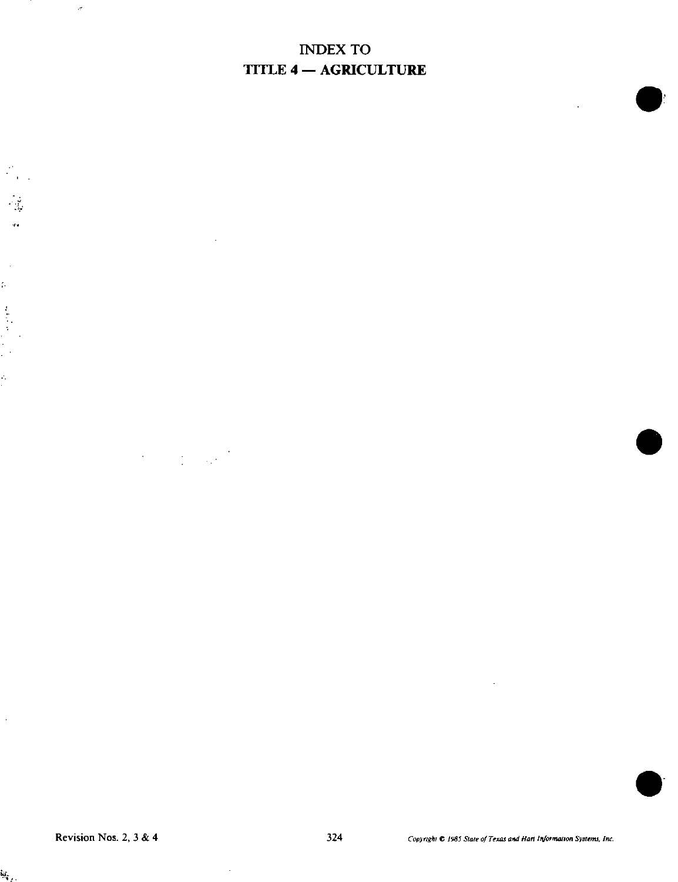# INDEX TO
# TITLE 4 — AGRICULTURE